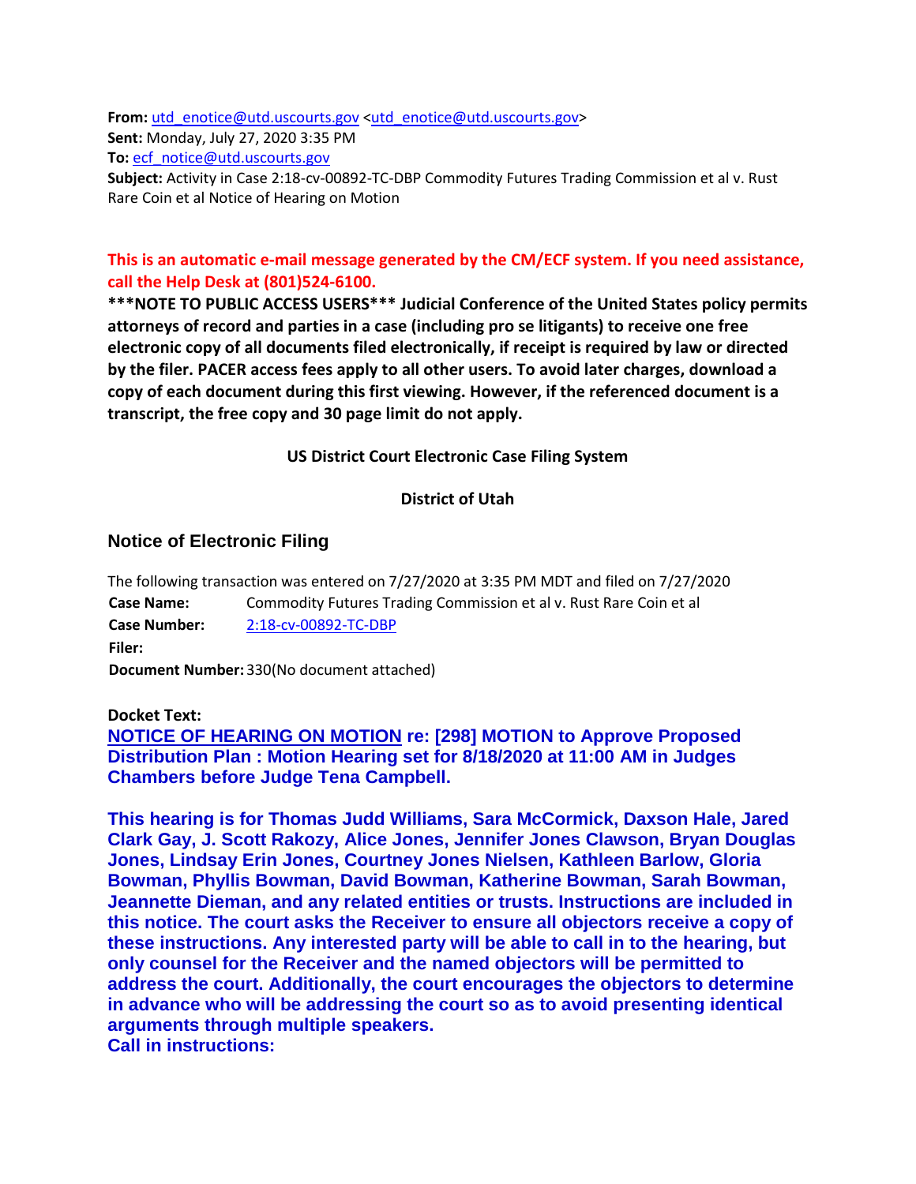**From:** utd_enotice@utd.uscourts.gov <utd_enotice@utd.uscourts.gov>
**Sent:** Monday, July 27, 2020 3:35 PM
**To:** ecf_notice@utd.uscourts.gov
**Subject:** Activity in Case 2:18-cv-00892-TC-DBP Commodity Futures Trading Commission et al v. Rust Rare Coin et al Notice of Hearing on Motion

**This is an automatic e-mail message generated by the CM/ECF system. If you need assistance, call the Help Desk at (801)524-6100.**

**\*\*\*NOTE TO PUBLIC ACCESS USERS\*\*\* Judicial Conference of the United States policy permits attorneys of record and parties in a case (including pro se litigants) to receive one free electronic copy of all documents filed electronically, if receipt is required by law or directed by the filer. PACER access fees apply to all other users. To avoid later charges, download a copy of each document during this first viewing. However, if the referenced document is a transcript, the free copy and 30 page limit do not apply.**

**US District Court Electronic Case Filing System**

**District of Utah**

## Notice of Electronic Filing

The following transaction was entered on 7/27/2020 at 3:35 PM MDT and filed on 7/27/2020

| | |
|---|---|
| **Case Name:** | Commodity Futures Trading Commission et al v. Rust Rare Coin et al |
| **Case Number:** | 2:18-cv-00892-TC-DBP |
| **Filer:** | |
| **Document Number:** | 330(No document attached) |

**Docket Text:**

**NOTICE OF HEARING ON MOTION re: [298] MOTION to Approve Proposed Distribution Plan : Motion Hearing set for 8/18/2020 at 11:00 AM in Judges Chambers before Judge Tena Campbell.**

**This hearing is for Thomas Judd Williams, Sara McCormick, Daxson Hale, Jared Clark Gay, J. Scott Rakozy, Alice Jones, Jennifer Jones Clawson, Bryan Douglas Jones, Lindsay Erin Jones, Courtney Jones Nielsen, Kathleen Barlow, Gloria Bowman, Phyllis Bowman, David Bowman, Katherine Bowman, Sarah Bowman, Jeannette Dieman, and any related entities or trusts. Instructions are included in this notice. The court asks the Receiver to ensure all objectors receive a copy of these instructions. Any interested party will be able to call in to the hearing, but only counsel for the Receiver and the named objectors will be permitted to address the court. Additionally, the court encourages the objectors to determine in advance who will be addressing the court so as to avoid presenting identical arguments through multiple speakers.**
**Call in instructions:**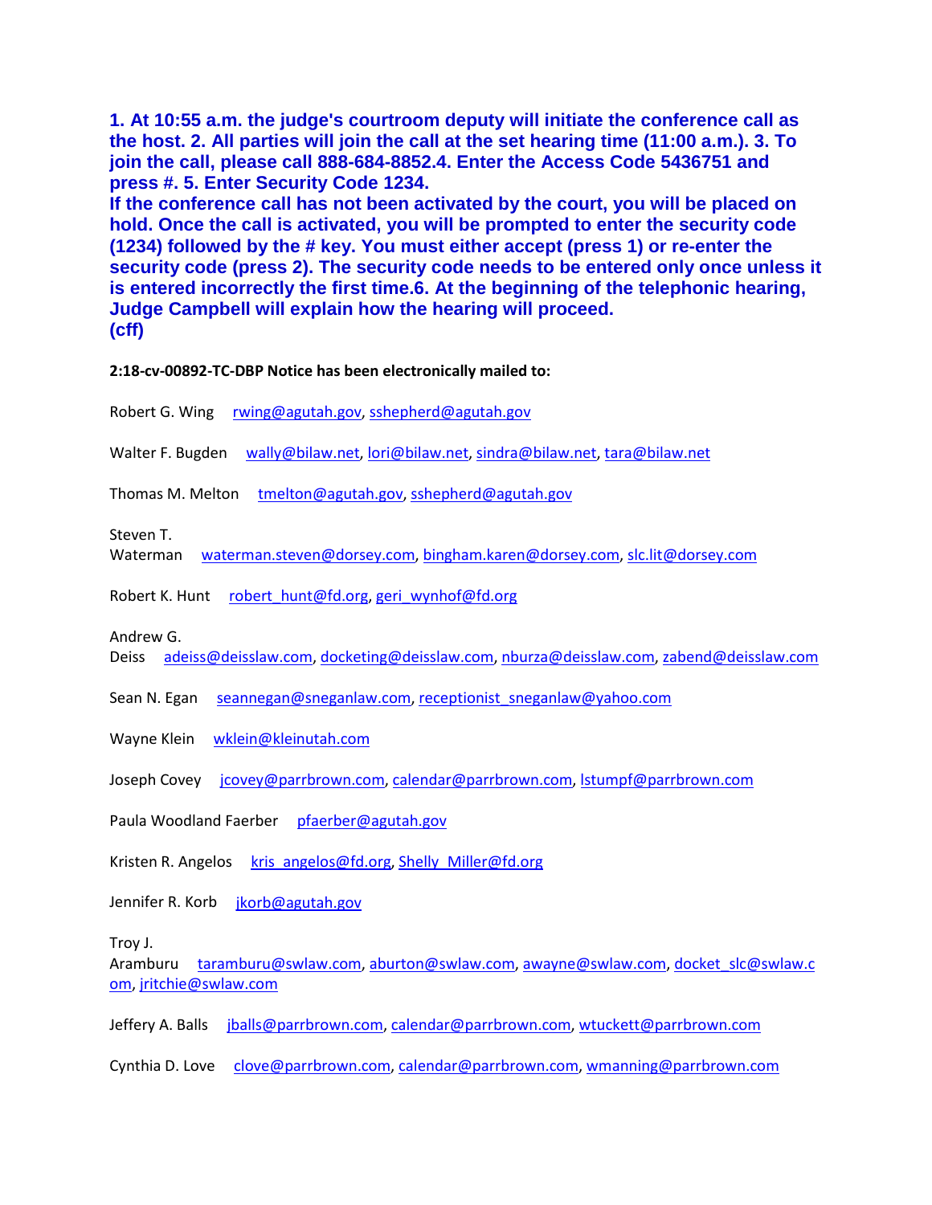**1. At 10:55 a.m. the judge's courtroom deputy will initiate the conference call as the host. 2. All parties will join the call at the set hearing time (11:00 a.m.). 3. To join the call, please call 888-684-8852.4. Enter the Access Code 5436751 and press #. 5. Enter Security Code 1234.**
**If the conference call has not been activated by the court, you will be placed on hold. Once the call is activated, you will be prompted to enter the security code (1234) followed by the # key. You must either accept (press 1) or re-enter the security code (press 2). The security code needs to be entered only once unless it is entered incorrectly the first time.6. At the beginning of the telephonic hearing, Judge Campbell will explain how the hearing will proceed.**
**(cff)**

**2:18-cv-00892-TC-DBP Notice has been electronically mailed to:**

Robert G. Wing rwing@agutah.gov, sshepherd@agutah.gov

Walter F. Bugden wally@bilaw.net, lori@bilaw.net, sindra@bilaw.net, tara@bilaw.net

Thomas M. Melton tmelton@agutah.gov, sshepherd@agutah.gov

Steven T. Waterman waterman.steven@dorsey.com, bingham.karen@dorsey.com, slc.lit@dorsey.com

Robert K. Hunt robert_hunt@fd.org, geri_wynhof@fd.org

Andrew G. Deiss adeiss@deisslaw.com, docketing@deisslaw.com, nburza@deisslaw.com, zabend@deisslaw.com

Sean N. Egan seannegan@sneganlaw.com, receptionist_sneganlaw@yahoo.com

Wayne Klein wklein@kleinutah.com

Joseph Covey jcovey@parrbrown.com, calendar@parrbrown.com, lstumpf@parrbrown.com

Paula Woodland Faerber pfaerber@agutah.gov

Kristen R. Angelos kris_angelos@fd.org, Shelly_Miller@fd.org

Jennifer R. Korb jkorb@agutah.gov

Troy J. Aramburu taramburu@swlaw.com, aburton@swlaw.com, awayne@swlaw.com, docket_slc@swlaw.com, jritchie@swlaw.com

Jeffery A. Balls jballs@parrbrown.com, calendar@parrbrown.com, wtuckett@parrbrown.com

Cynthia D. Love clove@parrbrown.com, calendar@parrbrown.com, wmanning@parrbrown.com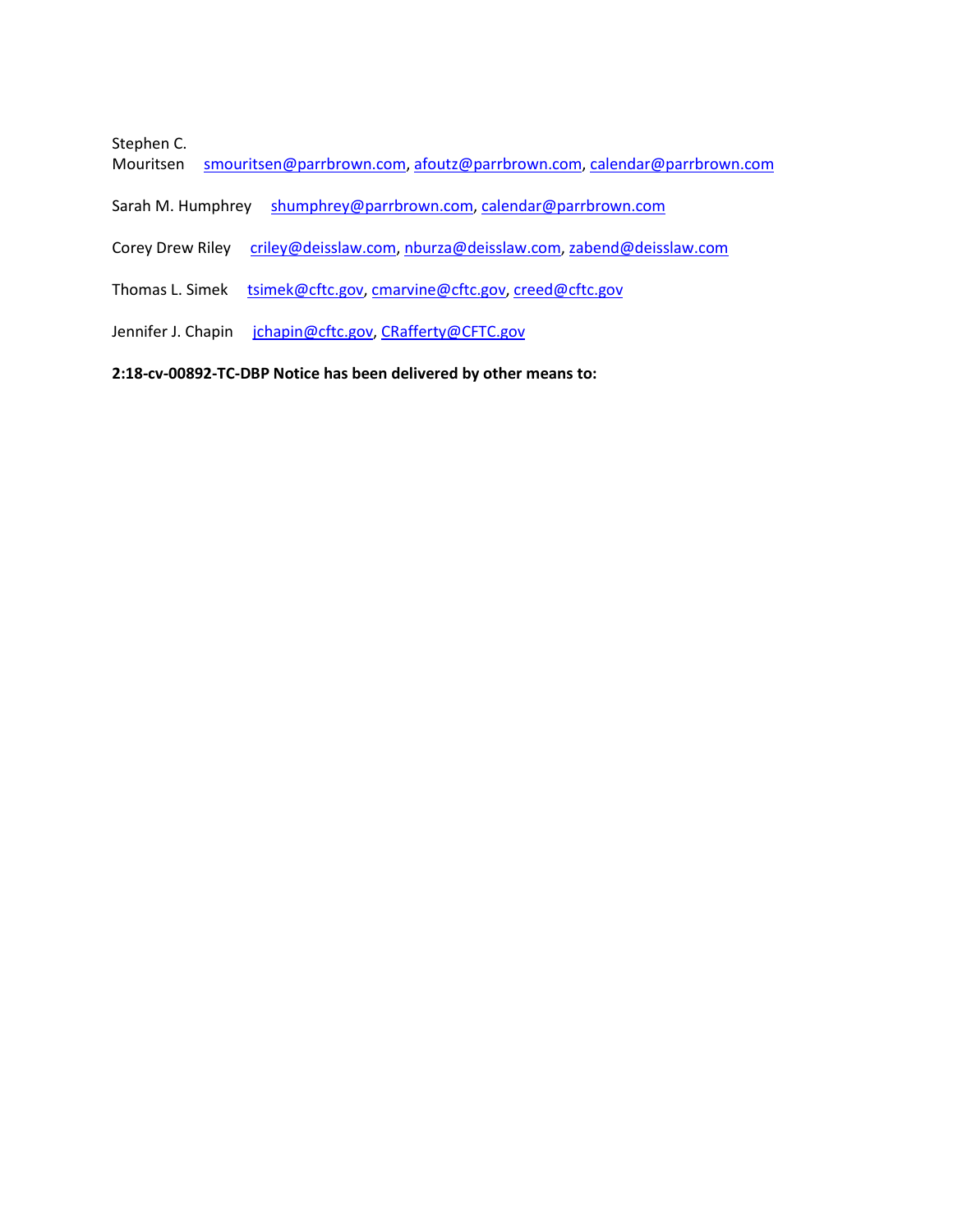Stephen C. Mouritsen smouritsen@parrbrown.com, afoutz@parrbrown.com, calendar@parrbrown.com

Sarah M. Humphrey shumphrey@parrbrown.com, calendar@parrbrown.com

Corey Drew Riley criley@deisslaw.com, nburza@deisslaw.com, zabend@deisslaw.com

Thomas L. Simek tsimek@cftc.gov, cmarvine@cftc.gov, creed@cftc.gov

Jennifer J. Chapin jchapin@cftc.gov, CRafferty@CFTC.gov

**2:18-cv-00892-TC-DBP Notice has been delivered by other means to:**